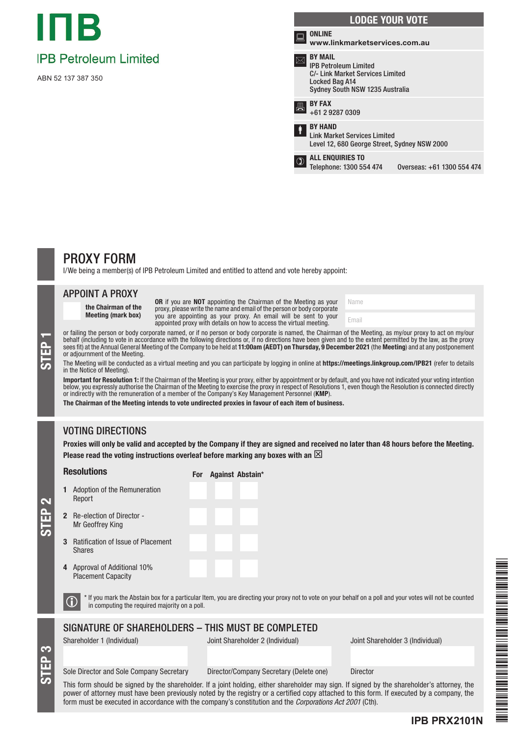# IPB Petroleum Limited

ABN 52 137 387 350

## LODGE YOUR VOTE

**ONLINE**
**www.linkmarketservices.com.au**

**BY MAIL**
IPB Petroleum Limited
C/- Link Market Services Limited
Locked Bag A14
Sydney South NSW 1235 Australia

**BY FAX**
+61 2 9287 0309

**BY HAND**
Link Market Services Limited
Level 12, 680 George Street, Sydney NSW 2000

**ALL ENQUIRIES TO**
Telephone: 1300 554 474 Overseas: +61 1300 554 474

# PROXY FORM

I/We being a member(s) of IPB Petroleum Limited and entitled to attend and vote hereby appoint:

## STEP 1

## APPOINT A PROXY

☐ **the Chairman of the Meeting (mark box)**

**OR** if you are **NOT** appointing the Chairman of the Meeting as your proxy, please write the name and email of the person or body corporate you are appointing as your proxy. An email will be sent to your appointed proxy with details on how to access the virtual meeting.

Name

Email

or failing the person or body corporate named, or if no person or body corporate is named, the Chairman of the Meeting, as my/our proxy to act on my/our behalf (including to vote in accordance with the following directions or, if no directions have been given and to the extent permitted by the law, as the proxy sees fit) at the Annual General Meeting of the Company to be held at **11:00am (AEDT) on Thursday, 9 December 2021** (the **Meeting**) and at any postponement or adjournment of the Meeting.

The Meeting will be conducted as a virtual meeting and you can participate by logging in online at **https://meetings.linkgroup.com/IPB21** (refer to details in the Notice of Meeting).

**Important for Resolution 1:** If the Chairman of the Meeting is your proxy, either by appointment or by default, and you have not indicated your voting intention below, you expressly authorise the Chairman of the Meeting to exercise the proxy in respect of Resolutions 1, even though the Resolution is connected directly or indirectly with the remuneration of a member of the Company's Key Management Personnel (**KMP**).

**The Chairman of the Meeting intends to vote undirected proxies in favour of each item of business.**

## STEP 2

## VOTING DIRECTIONS

**Proxies will only be valid and accepted by the Company if they are signed and received no later than 48 hours before the Meeting.**

**Please read the voting instructions overleaf before marking any boxes with an ☒**

| Resolutions | For | Against | Abstain* |
|---|---|---|---|
| **1** Adoption of the Remuneration Report | | | |
| **2** Re-election of Director - Mr Geoffrey King | | | |
| **3** Ratification of Issue of Placement Shares | | | |
| **4** Approval of Additional 10% Placement Capacity | | | |

ⓘ * If you mark the Abstain box for a particular Item, you are directing your proxy not to vote on your behalf on a poll and your votes will not be counted in computing the required majority on a poll.

## STEP 3

## SIGNATURE OF SHAREHOLDERS – THIS MUST BE COMPLETED

| Shareholder 1 (Individual) | Joint Shareholder 2 (Individual) | Joint Shareholder 3 (Individual) |
|---|---|---|
| | | |
| Sole Director and Sole Company Secretary | Director/Company Secretary (Delete one) | Director |

This form should be signed by the shareholder. If a joint holding, either shareholder may sign. If signed by the shareholder's attorney, the power of attorney must have been previously noted by the registry or a certified copy attached to this form. If executed by a company, the form must be executed in accordance with the company's constitution and the *Corporations Act 2001* (Cth).

**IPB PRX2101N**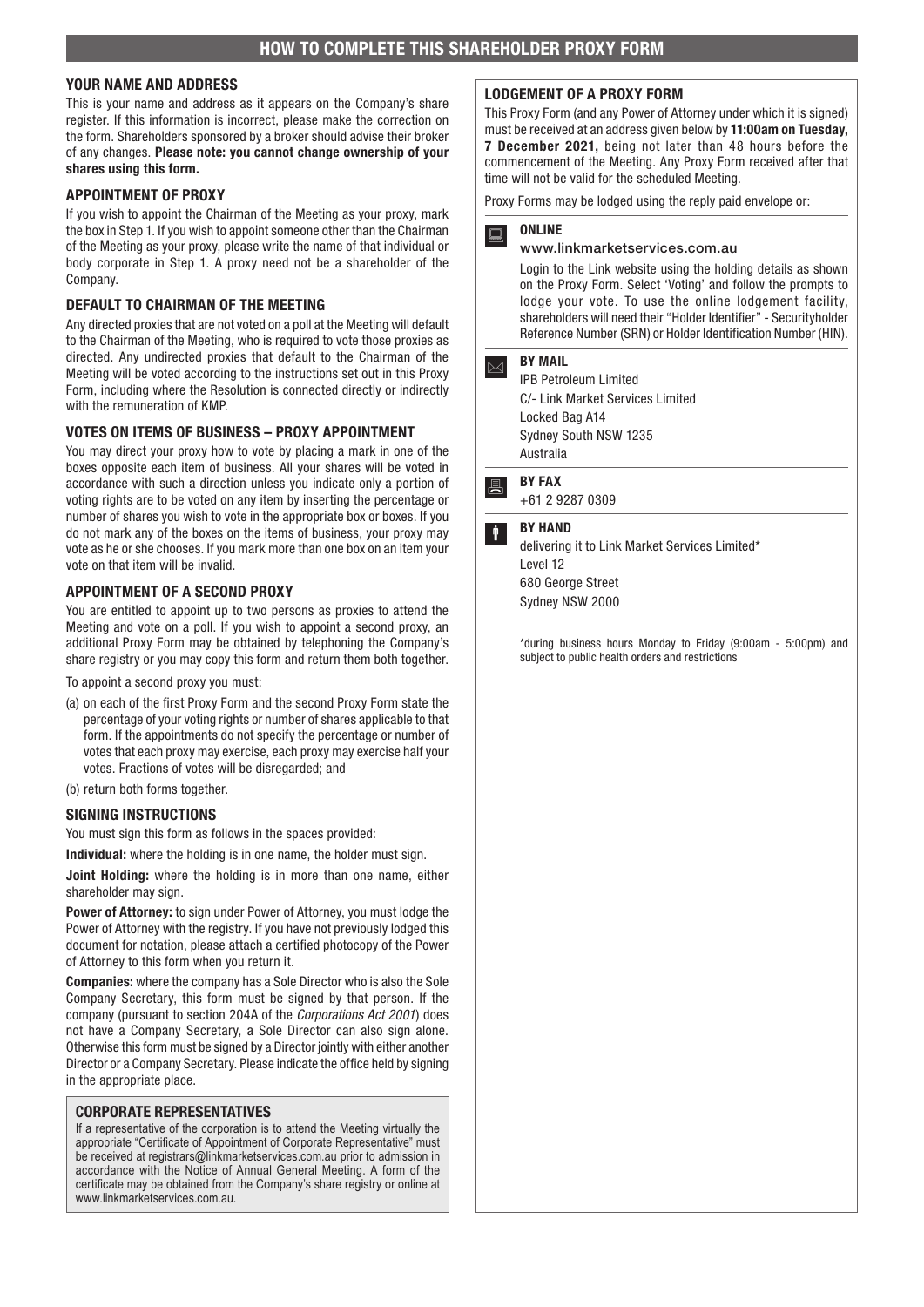# HOW TO COMPLETE THIS SHAREHOLDER PROXY FORM

### YOUR NAME AND ADDRESS

This is your name and address as it appears on the Company's share register. If this information is incorrect, please make the correction on the form. Shareholders sponsored by a broker should advise their broker of any changes. **Please note: you cannot change ownership of your shares using this form.**

### APPOINTMENT OF PROXY

If you wish to appoint the Chairman of the Meeting as your proxy, mark the box in Step 1. If you wish to appoint someone other than the Chairman of the Meeting as your proxy, please write the name of that individual or body corporate in Step 1. A proxy need not be a shareholder of the Company.

### DEFAULT TO CHAIRMAN OF THE MEETING

Any directed proxies that are not voted on a poll at the Meeting will default to the Chairman of the Meeting, who is required to vote those proxies as directed. Any undirected proxies that default to the Chairman of the Meeting will be voted according to the instructions set out in this Proxy Form, including where the Resolution is connected directly or indirectly with the remuneration of KMP.

### VOTES ON ITEMS OF BUSINESS – PROXY APPOINTMENT

You may direct your proxy how to vote by placing a mark in one of the boxes opposite each item of business. All your shares will be voted in accordance with such a direction unless you indicate only a portion of voting rights are to be voted on any item by inserting the percentage or number of shares you wish to vote in the appropriate box or boxes. If you do not mark any of the boxes on the items of business, your proxy may vote as he or she chooses. If you mark more than one box on an item your vote on that item will be invalid.

### APPOINTMENT OF A SECOND PROXY

You are entitled to appoint up to two persons as proxies to attend the Meeting and vote on a poll. If you wish to appoint a second proxy, an additional Proxy Form may be obtained by telephoning the Company's share registry or you may copy this form and return them both together.

To appoint a second proxy you must:

(a) on each of the first Proxy Form and the second Proxy Form state the percentage of your voting rights or number of shares applicable to that form. If the appointments do not specify the percentage or number of votes that each proxy may exercise, each proxy may exercise half your votes. Fractions of votes will be disregarded; and

(b) return both forms together.

### SIGNING INSTRUCTIONS

You must sign this form as follows in the spaces provided:

**Individual:** where the holding is in one name, the holder must sign.

**Joint Holding:** where the holding is in more than one name, either shareholder may sign.

**Power of Attorney:** to sign under Power of Attorney, you must lodge the Power of Attorney with the registry. If you have not previously lodged this document for notation, please attach a certified photocopy of the Power of Attorney to this form when you return it.

**Companies:** where the company has a Sole Director who is also the Sole Company Secretary, this form must be signed by that person. If the company (pursuant to section 204A of the *Corporations Act 2001*) does not have a Company Secretary, a Sole Director can also sign alone. Otherwise this form must be signed by a Director jointly with either another Director or a Company Secretary. Please indicate the office held by signing in the appropriate place.

### CORPORATE REPRESENTATIVES

If a representative of the corporation is to attend the Meeting virtually the appropriate "Certificate of Appointment of Corporate Representative" must be received at registrars@linkmarketservices.com.au prior to admission in accordance with the Notice of Annual General Meeting. A form of the certificate may be obtained from the Company's share registry or online at www.linkmarketservices.com.au.

### LODGEMENT OF A PROXY FORM

This Proxy Form (and any Power of Attorney under which it is signed) must be received at an address given below by **11:00am on Tuesday, 7 December 2021,** being not later than 48 hours before the commencement of the Meeting. Any Proxy Form received after that time will not be valid for the scheduled Meeting.

Proxy Forms may be lodged using the reply paid envelope or:

**ONLINE**

www.linkmarketservices.com.au

Login to the Link website using the holding details as shown on the Proxy Form. Select 'Voting' and follow the prompts to lodge your vote. To use the online lodgement facility, shareholders will need their "Holder Identifier" - Securityholder Reference Number (SRN) or Holder Identification Number (HIN).

**BY MAIL**

IPB Petroleum Limited
C/- Link Market Services Limited
Locked Bag A14
Sydney South NSW 1235
Australia

**BY FAX**

+61 2 9287 0309

**BY HAND**

delivering it to Link Market Services Limited*
Level 12
680 George Street
Sydney NSW 2000

*during business hours Monday to Friday (9:00am - 5:00pm) and subject to public health orders and restrictions